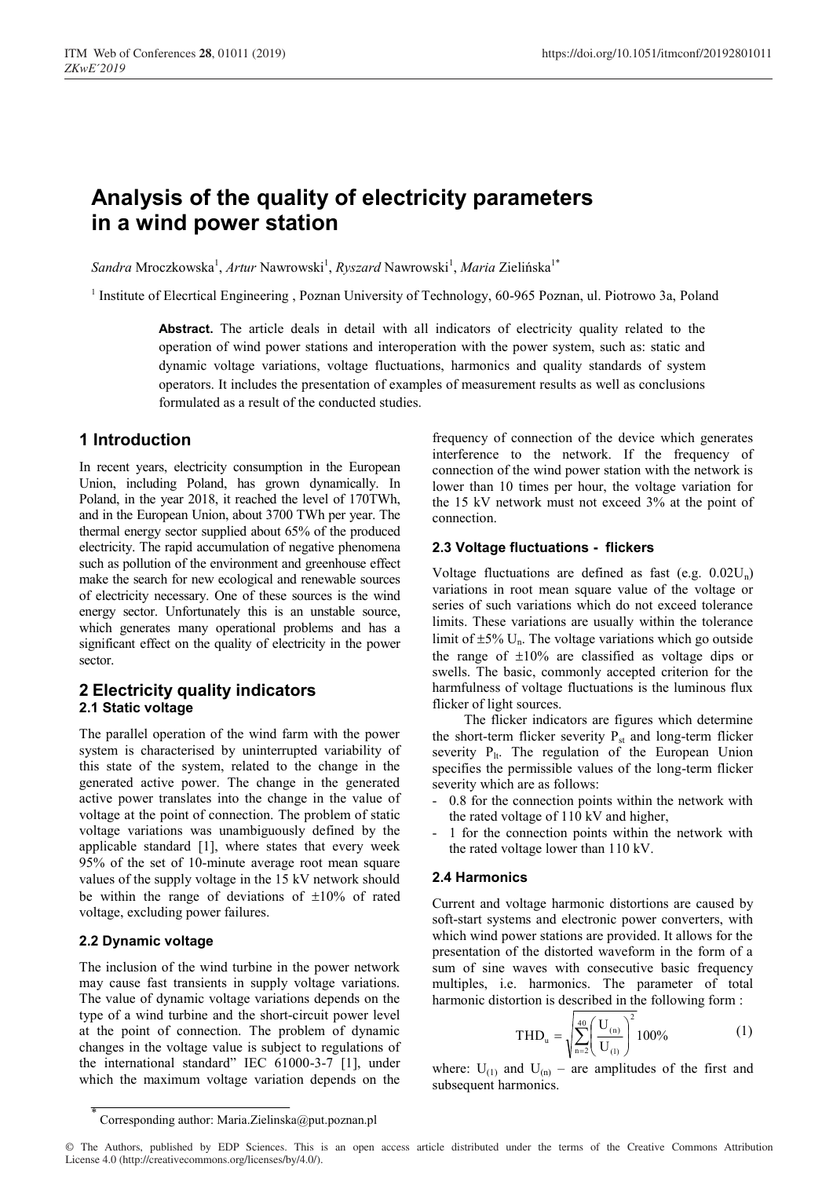# Analysis of the quality of electricity parameters in a wind power station

*Sandra* Mroczkowska[1], *Artur* Nawrowski[1], *Ryszard* Nawrowski[1], *Maria* Zielińska[1*]

[1] Institute of Elecrtical Engineering , Poznan University of Technology, 60-965 Poznan, ul. Piotrowo 3a, Poland

**Abstract.** The article deals in detail with all indicators of electricity quality related to the operation of wind power stations and interoperation with the power system, such as: static and dynamic voltage variations, voltage fluctuations, harmonics and quality standards of system operators. It includes the presentation of examples of measurement results as well as conclusions formulated as a result of the conducted studies.

## 1 Introduction

In recent years, electricity consumption in the European Union, including Poland, has grown dynamically. In Poland, in the year 2018, it reached the level of 170TWh, and in the European Union, about 3700 TWh per year. The thermal energy sector supplied about 65% of the produced electricity. The rapid accumulation of negative phenomena such as pollution of the environment and greenhouse effect make the search for new ecological and renewable sources of electricity necessary. One of these sources is the wind energy sector. Unfortunately this is an unstable source, which generates many operational problems and has a significant effect on the quality of electricity in the power sector.

## 2 Electricity quality indicators

### 2.1 Static voltage

The parallel operation of the wind farm with the power system is characterised by uninterrupted variability of this state of the system, related to the change in the generated active power. The change in the generated active power translates into the change in the value of voltage at the point of connection. The problem of static voltage variations was unambiguously defined by the applicable standard [1], where states that every week 95% of the set of 10-minute average root mean square values of the supply voltage in the 15 kV network should be within the range of deviations of ±10% of rated voltage, excluding power failures.

### 2.2 Dynamic voltage

The inclusion of the wind turbine in the power network may cause fast transients in supply voltage variations. The value of dynamic voltage variations depends on the type of a wind turbine and the short-circuit power level at the point of connection. The problem of dynamic changes in the voltage value is subject to regulations of the international standard" IEC 61000-3-7 [1], under which the maximum voltage variation depends on the frequency of connection of the device which generates interference to the network. If the frequency of connection of the wind power station with the network is lower than 10 times per hour, the voltage variation for the 15 kV network must not exceed 3% at the point of connection.

### 2.3 Voltage fluctuations - flickers

Voltage fluctuations are defined as fast (e.g. $0.02U_n$) variations in root mean square value of the voltage or series of such variations which do not exceed tolerance limits. These variations are usually within the tolerance limit of ±5% $U_n$. The voltage variations which go outside the range of ±10% are classified as voltage dips or swells. The basic, commonly accepted criterion for the harmfulness of voltage fluctuations is the luminous flux flicker of light sources.

The flicker indicators are figures which determine the short-term flicker severity $P_{st}$ and long-term flicker severity $P_{lt}$. The regulation of the European Union specifies the permissible values of the long-term flicker severity which are as follows:

- 0.8 for the connection points within the network with the rated voltage of 110 kV and higher,
- 1 for the connection points within the network with the rated voltage lower than 110 kV.

### 2.4 Harmonics

Current and voltage harmonic distortions are caused by soft-start systems and electronic power converters, with which wind power stations are provided. It allows for the presentation of the distorted waveform in the form of a sum of sine waves with consecutive basic frequency multiples, i.e. harmonics. The parameter of total harmonic distortion is described in the following form :

$$\mathrm{THD_u} = \sqrt{\sum_{n=2}^{40}\left(\frac{U_{(n)}}{U_{(1)}}\right)^2}\,100\% \tag{1}$$

where: $U_{(1)}$ and $U_{(n)}$ – are amplitudes of the first and subsequent harmonics.

* Corresponding author: Maria.Zielinska@put.poznan.pl

© The Authors, published by EDP Sciences. This is an open access article distributed under the terms of the Creative Commons Attribution License 4.0 (http://creativecommons.org/licenses/by/4.0/).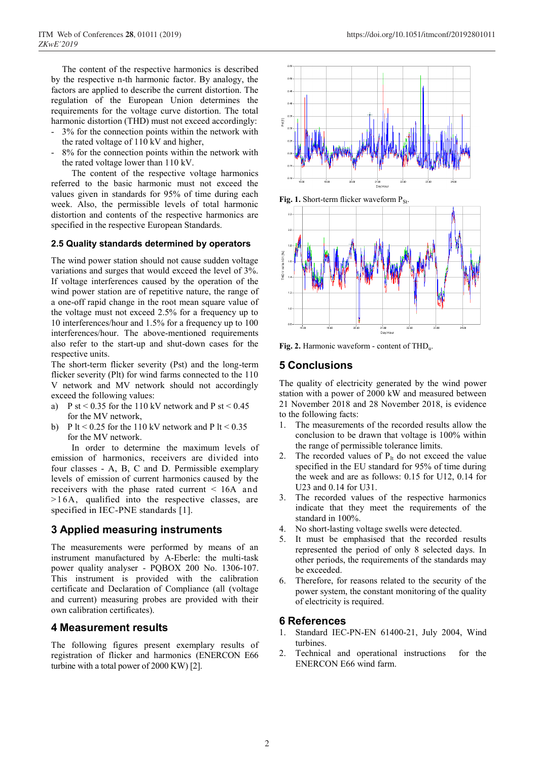The content of the respective harmonics is described by the respective n-th harmonic factor. By analogy, the factors are applied to describe the current distortion. The regulation of the European Union determines the requirements for the voltage curve distortion. The total harmonic distortion (THD) must not exceed accordingly:

- 3% for the connection points within the network with the rated voltage of 110 kV and higher,
- 8% for the connection points within the network with the rated voltage lower than 110 kV.

The content of the respective voltage harmonics referred to the basic harmonic must not exceed the values given in standards for 95% of time during each week. Also, the permissible levels of total harmonic distortion and contents of the respective harmonics are specified in the respective European Standards.

### 2.5 Quality standards determined by operators

The wind power station should not cause sudden voltage variations and surges that would exceed the level of 3%. If voltage interferences caused by the operation of the wind power station are of repetitive nature, the range of a one-off rapid change in the root mean square value of the voltage must not exceed 2.5% for a frequency up to 10 interferences/hour and 1.5% for a frequency up to 100 interferences/hour. The above-mentioned requirements also refer to the start-up and shut-down cases for the respective units.

The short-term flicker severity (Pst) and the long-term flicker severity (Plt) for wind farms connected to the 110 V network and MV network should not accordingly exceed the following values:

a) $P_{st} < 0.35$ for the 110 kV network and $P_{st} < 0.45$ for the MV network,

b) $P_{lt} < 0.25$ for the 110 kV network and $P_{lt} < 0.35$ for the MV network.

In order to determine the maximum levels of emission of harmonics, receivers are divided into four classes - A, B, C and D. Permissible exemplary levels of emission of current harmonics caused by the receivers with the phase rated current < 16A and >16A, qualified into the respective classes, are specified in IEC-PNE standards [1].

## 3 Applied measuring instruments

The measurements were performed by means of an instrument manufactured by A-Eberle: the multi-task power quality analyser - PQBOX 200 No. 1306-107. This instrument is provided with the calibration certificate and Declaration of Compliance (all (voltage and current) measuring probes are provided with their own calibration certificates).

## 4 Measurement results

The following figures present exemplary results of registration of flicker and harmonics (ENERCON E66 turbine with a total power of 2000 KW) [2].

Fig. 1. Short-term flicker waveform $P_{St}$.

Fig. 2. Harmonic waveform - content of $THD_u$.

## 5 Conclusions

The quality of electricity generated by the wind power station with a power of 2000 kW and measured between 21 November 2018 and 28 November 2018, is evidence to the following facts:

1. The measurements of the recorded results allow the conclusion to be drawn that voltage is 100% within the range of permissible tolerance limits.
2. The recorded values of $P_{lt}$ do not exceed the value specified in the EU standard for 95% of time during the week and are as follows: 0.15 for U12, 0.14 for U23 and 0.14 for U31.
3. The recorded values of the respective harmonics indicate that they meet the requirements of the standard in 100%.
4. No short-lasting voltage swells were detected.
5. It must be emphasised that the recorded results represented the period of only 8 selected days. In other periods, the requirements of the standards may be exceeded.
6. Therefore, for reasons related to the security of the power system, the constant monitoring of the quality of electricity is required.

## 6 References

1. Standard IEC-PN-EN 61400-21, July 2004, Wind turbines.
2. Technical and operational instructions for the ENERCON E66 wind farm.